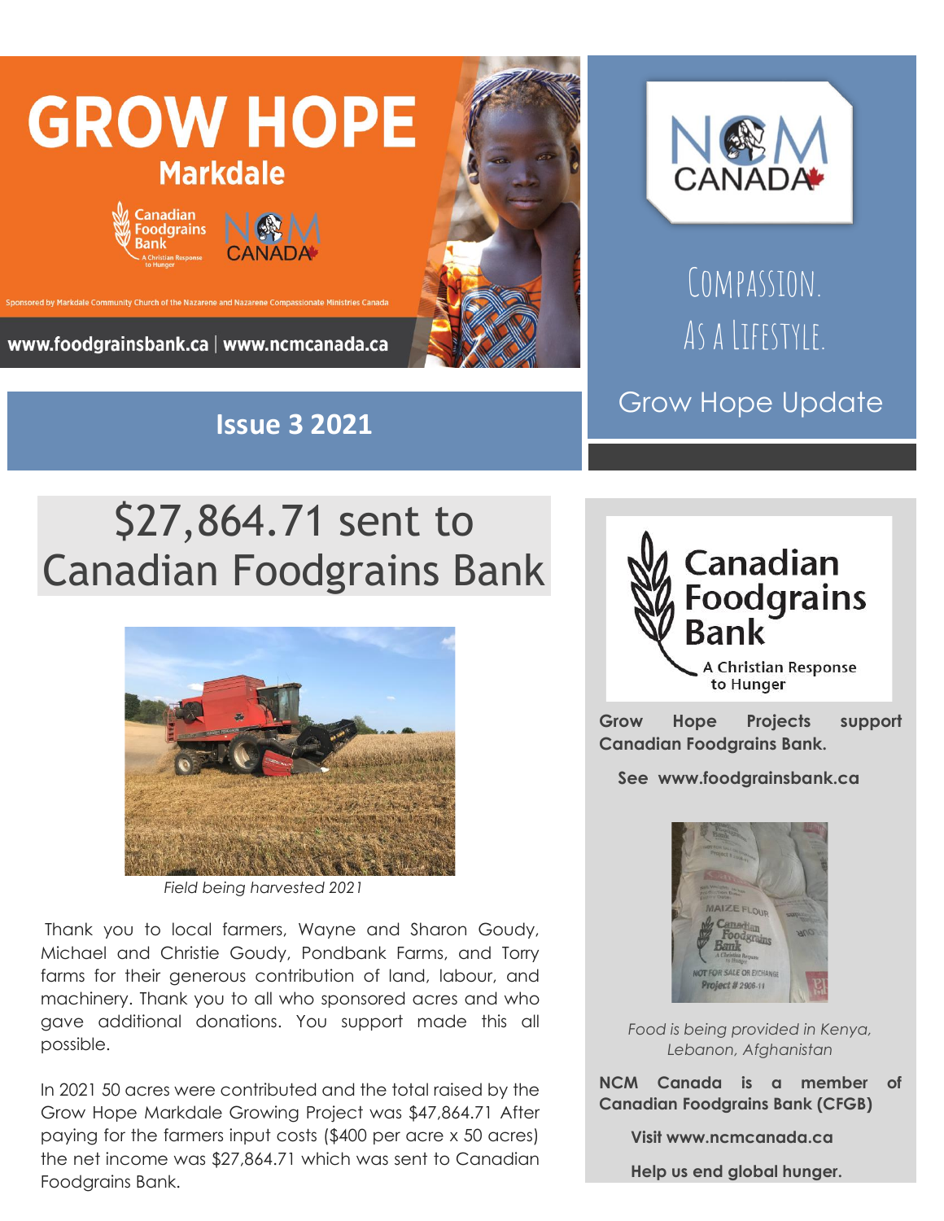# GROW HOPE

## Markdale

Canadian Foodgrains Bank — A Christian Response to Hunger

NCM CANADA

Sponsored by Markdale Community Church of the Nazarene and Nazarene Compassionate Ministries Canada

www.foodgrainsbank.ca | www.ncmcanada.ca

**Issue 3 2021**

NCM CANADA

Compassion.
As a Lifestyle.

Grow Hope Update

# $27,864.71 sent to Canadian Foodgrains Bank

*Field being harvested 2021*

Thank you to local farmers, Wayne and Sharon Goudy, Michael and Christie Goudy, Pondbank Farms, and Torry farms for their generous contribution of land, labour, and machinery. Thank you to all who sponsored acres and who gave additional donations. You support made this all possible.

In 2021 50 acres were contributed and the total raised by the Grow Hope Markdale Growing Project was $47,864.71 After paying for the farmers input costs ($400 per acre x 50 acres) the net income was $27,864.71 which was sent to Canadian Foodgrains Bank.

Canadian Foodgrains Bank
A Christian Response to Hunger

**Grow Hope Projects support Canadian Foodgrains Bank.**

**See www.foodgrainsbank.ca**

*Food is being provided in Kenya, Lebanon, Afghanistan*

**NCM Canada is a member of Canadian Foodgrains Bank (CFGB)**

**Visit www.ncmcanada.ca**

**Help us end global hunger.**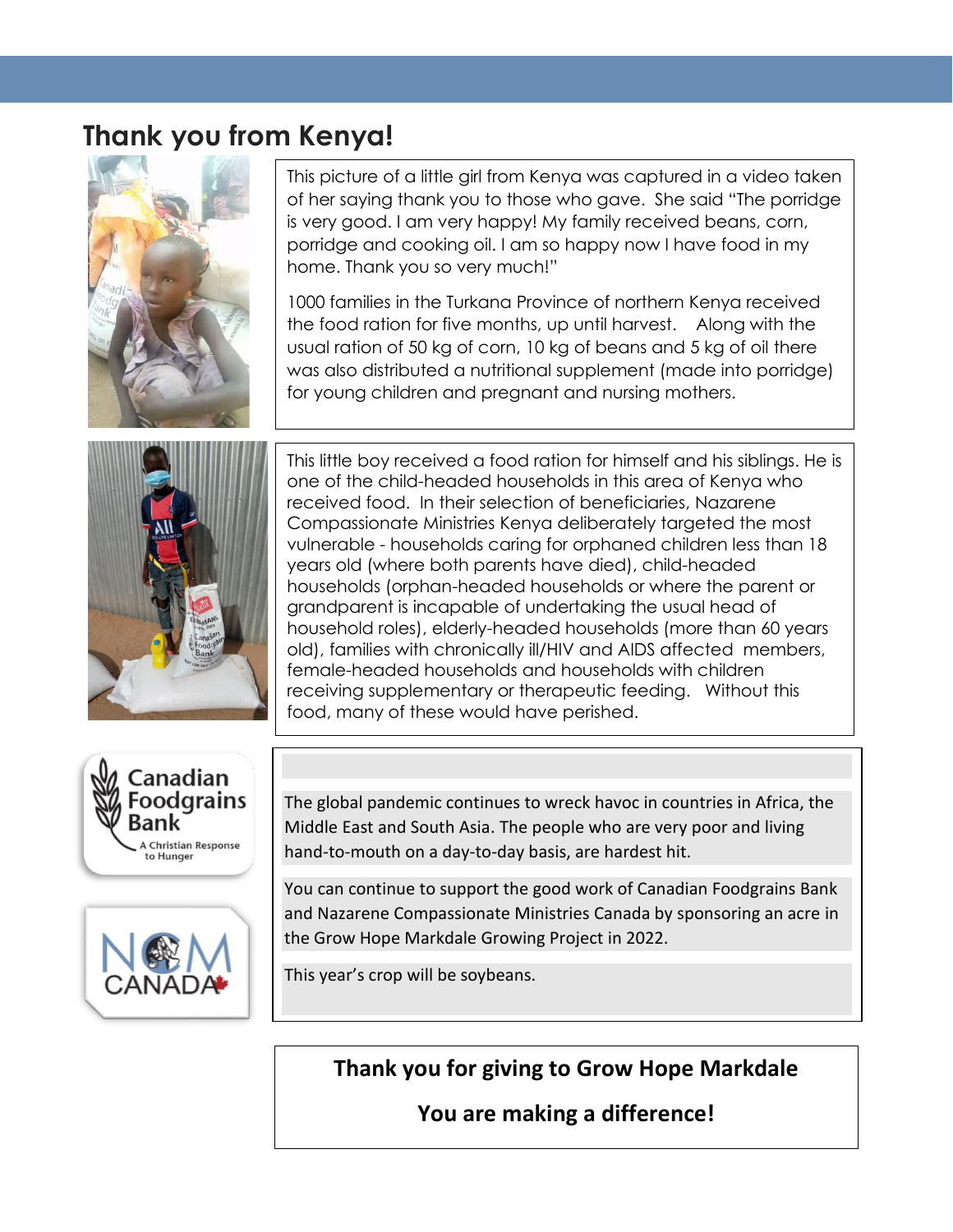# Thank you from Kenya!

This picture of a little girl from Kenya was captured in a video taken of her saying thank you to those who gave. She said "The porridge is very good. I am very happy! My family received beans, corn, porridge and cooking oil. I am so happy now I have food in my home. Thank you so very much!"

1000 families in the Turkana Province of northern Kenya received the food ration for five months, up until harvest. Along with the usual ration of 50 kg of corn, 10 kg of beans and 5 kg of oil there was also distributed a nutritional supplement (made into porridge) for young children and pregnant and nursing mothers.

This little boy received a food ration for himself and his siblings. He is one of the child-headed households in this area of Kenya who received food. In their selection of beneficiaries, Nazarene Compassionate Ministries Kenya deliberately targeted the most vulnerable - households caring for orphaned children less than 18 years old (where both parents have died), child-headed households (orphan-headed households or where the parent or grandparent is incapable of undertaking the usual head of household roles), elderly-headed households (more than 60 years old), families with chronically ill/HIV and AIDS affected members, female-headed households and households with children receiving supplementary or therapeutic feeding. Without this food, many of these would have perished.

Canadian Foodgrains Bank
A Christian Response to Hunger

NCM CANADA

The global pandemic continues to wreck havoc in countries in Africa, the Middle East and South Asia. The people who are very poor and living hand-to-mouth on a day-to-day basis, are hardest hit.

You can continue to support the good work of Canadian Foodgrains Bank and Nazarene Compassionate Ministries Canada by sponsoring an acre in the Grow Hope Markdale Growing Project in 2022.

This year's crop will be soybeans.

**Thank you for giving to Grow Hope Markdale**

**You are making a difference!**